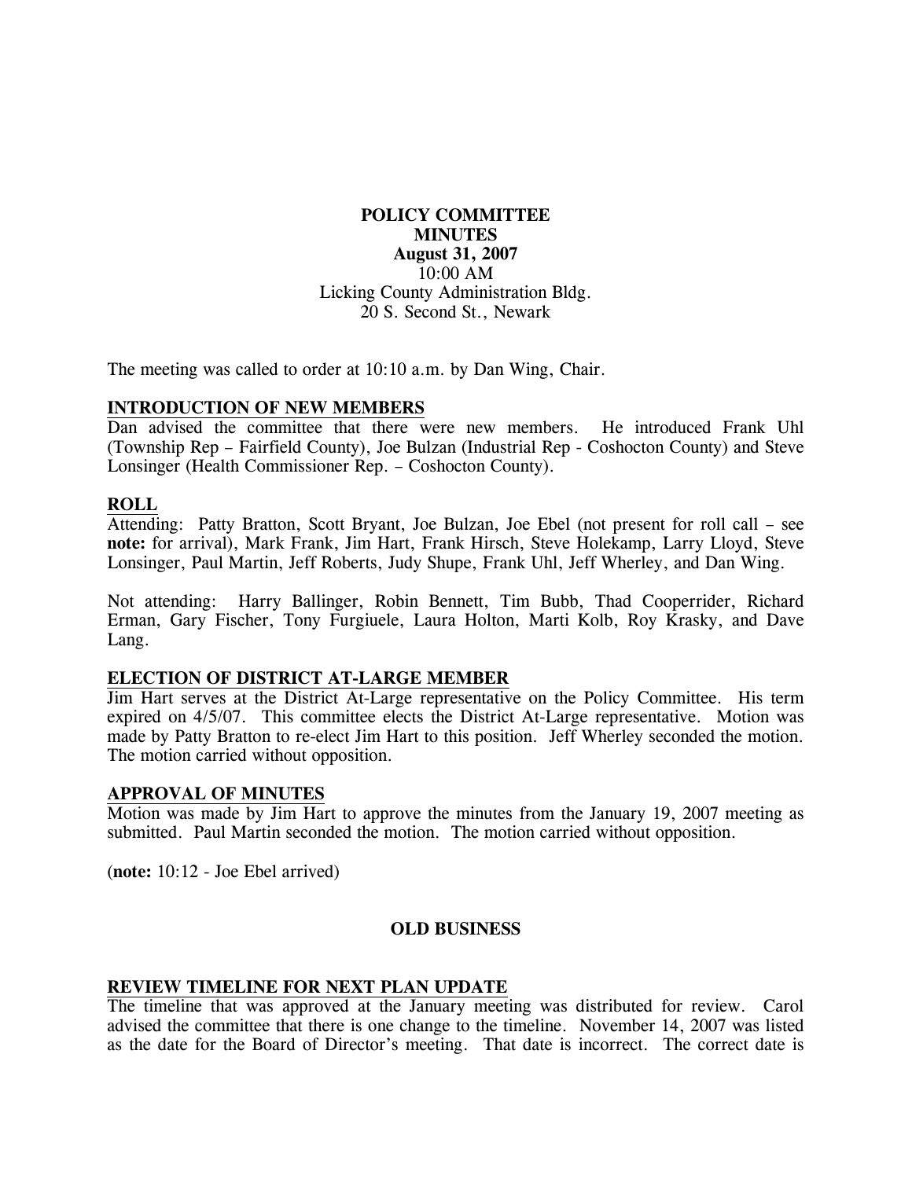**POLICY COMMITTEE**
**MINUTES**
**August 31, 2007**
10:00 AM
Licking County Administration Bldg.
20 S. Second St., Newark

The meeting was called to order at 10:10 a.m. by Dan Wing, Chair.

## INTRODUCTION OF NEW MEMBERS

Dan advised the committee that there were new members. He introduced Frank Uhl (Township Rep – Fairfield County), Joe Bulzan (Industrial Rep - Coshocton County) and Steve Lonsinger (Health Commissioner Rep. – Coshocton County).

## ROLL

Attending: Patty Bratton, Scott Bryant, Joe Bulzan, Joe Ebel (not present for roll call – see **note:** for arrival), Mark Frank, Jim Hart, Frank Hirsch, Steve Holekamp, Larry Lloyd, Steve Lonsinger, Paul Martin, Jeff Roberts, Judy Shupe, Frank Uhl, Jeff Wherley, and Dan Wing.

Not attending: Harry Ballinger, Robin Bennett, Tim Bubb, Thad Cooperrider, Richard Erman, Gary Fischer, Tony Furgiuele, Laura Holton, Marti Kolb, Roy Krasky, and Dave Lang.

## ELECTION OF DISTRICT AT-LARGE MEMBER

Jim Hart serves at the District At-Large representative on the Policy Committee. His term expired on 4/5/07. This committee elects the District At-Large representative. Motion was made by Patty Bratton to re-elect Jim Hart to this position. Jeff Wherley seconded the motion. The motion carried without opposition.

## APPROVAL OF MINUTES

Motion was made by Jim Hart to approve the minutes from the January 19, 2007 meeting as submitted. Paul Martin seconded the motion. The motion carried without opposition.

(**note:** 10:12 - Joe Ebel arrived)

## OLD BUSINESS

## REVIEW TIMELINE FOR NEXT PLAN UPDATE

The timeline that was approved at the January meeting was distributed for review. Carol advised the committee that there is one change to the timeline. November 14, 2007 was listed as the date for the Board of Director's meeting. That date is incorrect. The correct date is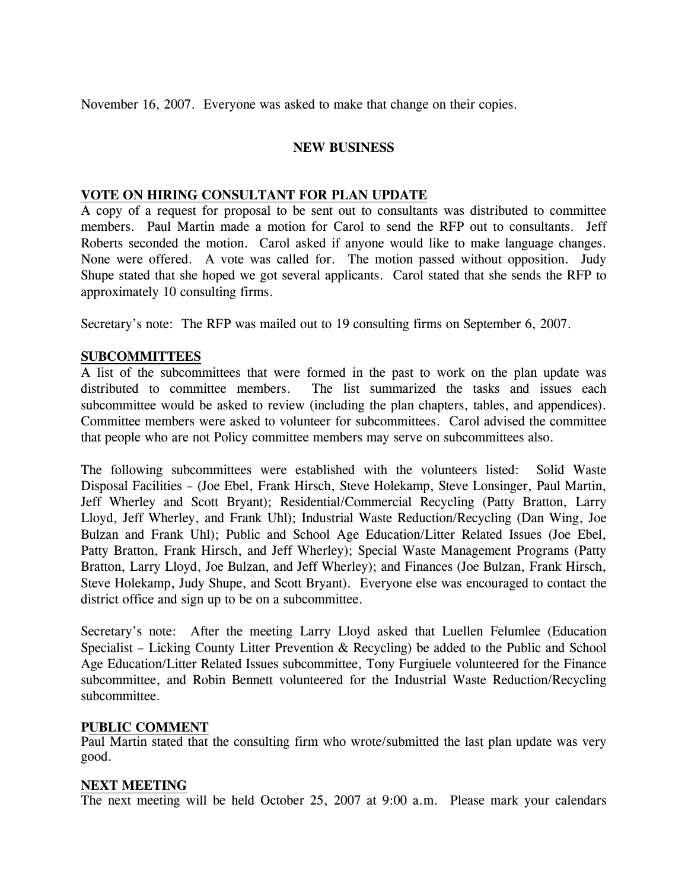November 16, 2007. Everyone was asked to make that change on their copies.

## NEW BUSINESS

**VOTE ON HIRING CONSULTANT FOR PLAN UPDATE**

A copy of a request for proposal to be sent out to consultants was distributed to committee members. Paul Martin made a motion for Carol to send the RFP out to consultants. Jeff Roberts seconded the motion. Carol asked if anyone would like to make language changes. None were offered. A vote was called for. The motion passed without opposition. Judy Shupe stated that she hoped we got several applicants. Carol stated that she sends the RFP to approximately 10 consulting firms.

Secretary's note: The RFP was mailed out to 19 consulting firms on September 6, 2007.

**SUBCOMMITTEES**

A list of the subcommittees that were formed in the past to work on the plan update was distributed to committee members. The list summarized the tasks and issues each subcommittee would be asked to review (including the plan chapters, tables, and appendices). Committee members were asked to volunteer for subcommittees. Carol advised the committee that people who are not Policy committee members may serve on subcommittees also.

The following subcommittees were established with the volunteers listed: Solid Waste Disposal Facilities – (Joe Ebel, Frank Hirsch, Steve Holekamp, Steve Lonsinger, Paul Martin, Jeff Wherley and Scott Bryant); Residential/Commercial Recycling (Patty Bratton, Larry Lloyd, Jeff Wherley, and Frank Uhl); Industrial Waste Reduction/Recycling (Dan Wing, Joe Bulzan and Frank Uhl); Public and School Age Education/Litter Related Issues (Joe Ebel, Patty Bratton, Frank Hirsch, and Jeff Wherley); Special Waste Management Programs (Patty Bratton, Larry Lloyd, Joe Bulzan, and Jeff Wherley); and Finances (Joe Bulzan, Frank Hirsch, Steve Holekamp, Judy Shupe, and Scott Bryant). Everyone else was encouraged to contact the district office and sign up to be on a subcommittee.

Secretary's note: After the meeting Larry Lloyd asked that Luellen Felumlee (Education Specialist – Licking County Litter Prevention & Recycling) be added to the Public and School Age Education/Litter Related Issues subcommittee, Tony Furgiuele volunteered for the Finance subcommittee, and Robin Bennett volunteered for the Industrial Waste Reduction/Recycling subcommittee.

**PUBLIC COMMENT**

Paul Martin stated that the consulting firm who wrote/submitted the last plan update was very good.

**NEXT MEETING**

The next meeting will be held October 25, 2007 at 9:00 a.m. Please mark your calendars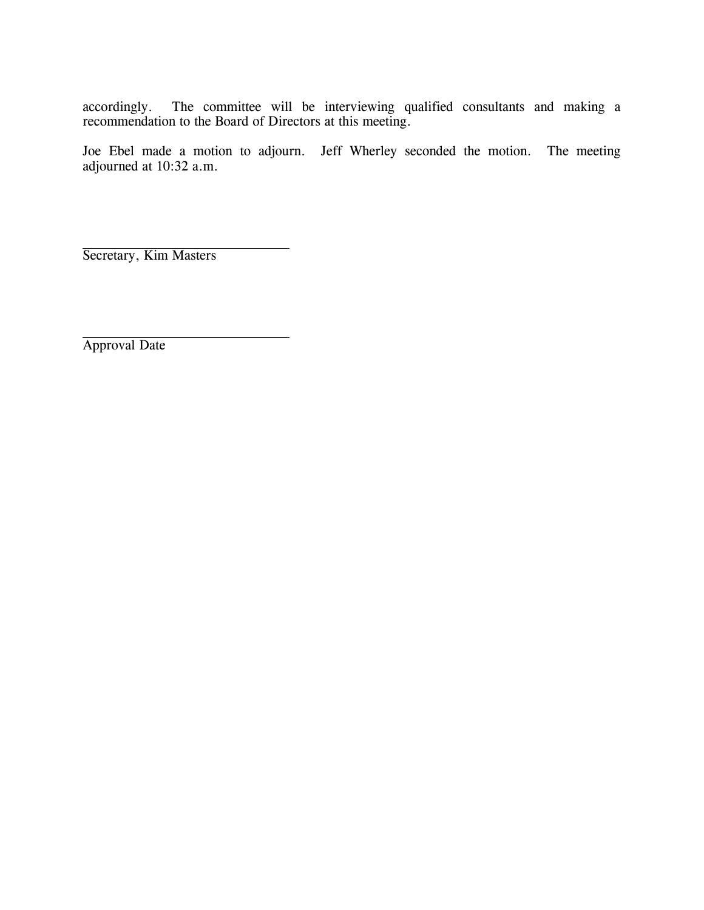accordingly. The committee will be interviewing qualified consultants and making a recommendation to the Board of Directors at this meeting.

Joe Ebel made a motion to adjourn. Jeff Wherley seconded the motion. The meeting adjourned at 10:32 a.m.

\_\_\_\_\_\_\_\_\_\_\_\_\_\_\_\_\_\_\_\_\_\_\_\_\_\_\_\_\_\_

Secretary, Kim Masters

\_\_\_\_\_\_\_\_\_\_\_\_\_\_\_\_\_\_\_\_\_\_\_\_\_\_\_\_\_\_

Approval Date